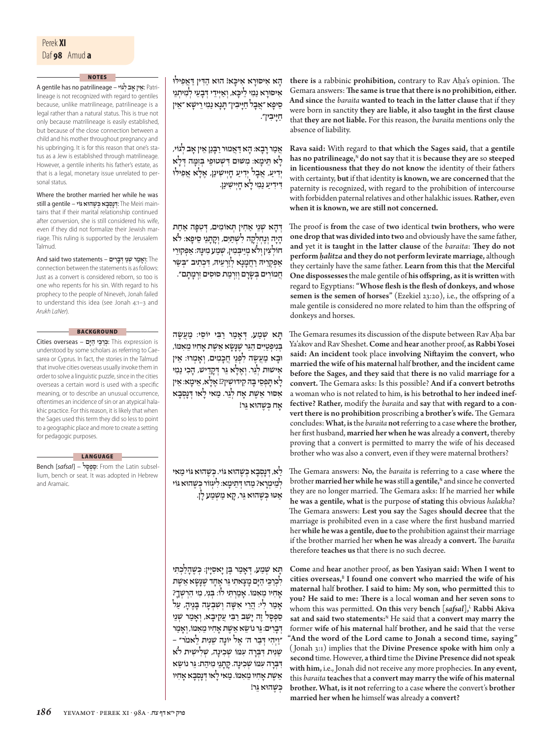## NOTES

**A gentile has no patrilineage** – **אֵין אָב לְגוֹי**: Patrilineage is not recognized with regard to gentiles because, unlike matrilineage, patrilineage is a legal rather than a natural status. This is true not only because matrilineage is easily established, but because of the close connection between a child and his mother throughout pregnancy and his upbringing. It is for this reason that one's status as a Jew is established through matrilineage. However, a gentile inherits his father's estate, as that is a legal, monetary issue unrelated to personal status.

**Where the brother married her while he was still a gentile** – **דְּנָסְבָא כְּשֶׁהוּא גּוֹי**: The Meiri maintains that if their marital relationship continued after conversion, she is still considered his wife, even if they did not formalize their Jewish marriage. This ruling is supported by the Jerusalem Talmud.

**And said two statements** – **וְאָמַר שְׁנֵי דְבָרִים**: The connection between the statements is as follows: Just as a convert is considered reborn, so too is one who repents for his sin. With regard to his prophecy to the people of Nineveh, Jonah failed to understand this idea (see Jonah 4:1–3 and *Arukh LaNer*).

## BACKGROUND

**Cities overseas** – **כְּרַכֵּי הַיָּם**: This expression is understood by some scholars as referring to Caesarea or Cyprus. In fact, the stories in the Talmud that involve cities overseas usually invoke them in order to solve a linguistic puzzle, since in the cities overseas a certain word is used with a specific meaning, or to describe an unusual occurrence, oftentimes an incidence of sin or an atypical halakhic practice. For this reason, it is likely that when the Sages used this term they did so less to point to a geographic place and more to create a setting for pedagogic purposes.

## LANGUAGE

**Bench** [*safsal*] – **סַפְסָל**: From the Latin subsellium, bench or seat. It was adopted in Hebrew and Aramaic.

---

הָא אִיסּוּרָא אִיכָּא! הוּא הַדִּין דַּאֲפִילּוּ אִיסּוּרָא נָמֵי לֵיכָּא, וְאַיְּידֵי דְּבָעֵי לְמִיתְנֵי סֵיפָא ״אֲבָל חַיָּיבִין״ תָּנָא נָמֵי רֵישָׁא ״אֵין חַיָּיבִין״.

**there is** a rabbinic **prohibition,** contrary to Rav Aḥa's opinion. The Gemara answers: **The same is true that there is no prohibition, either. And since** the *baraita* **wanted to teach in the latter clause** that if they were born in sanctity **they are liable, it also taught in the first clause** that **they are not liable.** For this reason, the *baraita* mentions only the absence of liability.

אָמַר רָבָא: הָא דְּאָמוּר רַבָּנַן אֵין אָב לְגוֹי, לָא תֵּימָא: מִשּׁוּם דְּשְׁטוּפֵי בְּזִמָּה דְּלָא יָדַע, אֲבָל יָדַע חָיְישִׁינַן, אֶלָּא אֲפִילּוּ דִּידַע נָמֵי לָא חָיְישִׁינַן.

**Rava said:** With regard to **that which the Sages said,** that **a gentile has no patrilineage,**[N] **do not say** that it is **because they are** so **steeped in licentiousness that they do not know** the identity of their fathers with certainty, **but** if that identity **is known, we are concerned** that the paternity is recognized, with regard to the prohibition of intercourse with forbidden paternal relatives and other halakhic issues. **Rather,** even **when it is known, we are still not concerned.**

דְּהָא שְׁנֵי אַחִין תְּאוֹמִים, דְּטִפָּה אַחַת הָיָה וְנֶחְלְקָה לִשְׁתַּיִם, וְקָתָנֵי סֵיפָא: לֹא חוֹלְצִין וְלֹא מְיַיבְּמִין, שְׁמַע מִינַּהּ: אַפְקוּרֵי אַפְקְרֵיהּ רַחֲמָנָא לְזַרְעֵיהּ, דִּכְתִיב ״בְּשַׂר חֲמוֹרִים בְּשָׂרָם וְזִרְמַת סוּסִים זִרְמָתָם״.

The proof is **from** the case of **two** identical **twin brothers, who were one drop that was divided into two** and obviously have the same father, **and** yet it **is taught** in **the latter clause** of the *baraita*: **They do not perform** ***ḥalitza*** **and they do not perform levirate marriage,** although they certainly have the same father. **Learn from this** that **the Merciful One dispossesses** the male gentile of **his offspring, as it is written** with regard to Egyptians: **"Whose flesh is the flesh of donkeys, and whose semen is the semen of horses"** (Ezekiel 23:20), i.e., the offspring of a male gentile is considered no more related to him than the offspring of donkeys and horses.

תָּא שְׁמַע, דְּאָמַר רַבִּי יוֹסֵי: מַעֲשֶׂה בְּנִיפְטַיִים הַגֵּר שֶׁנָּשָׂא אֵשֶׁת אָחִיו מֵאִמּוֹ, וּבָא מַעֲשֶׂה לִפְנֵי חֲכָמִים, וְאָמְרוּ: אֵין אִישׁוּת לְגֵר. וְאִילּוּ גֵּר דְּקַדֵּישׁ, הָכִי נָמֵי לָא תָּפְסִי בַּהּ קִידּוּשִׁין?! אֶלָּא, אֵימָא: אֵין אִיסּוּר אֵשֶׁת אָח לְגֵר. מַאי לָאו דְּנָסְבָא אָח כְּשֶׁהוּא גֵּר!

The Gemara resumes its discussion of the dispute between Rav Aḥa bar Ya'akov and Rav Sheshet. **Come** and **hear** another proof, **as Rabbi Yosei said: An incident** took place **involving Niftayim the convert, who married the wife of his maternal** half **brother, and the incident came before the Sages, and they said** that **there is no** valid **marriage for a convert.** The Gemara asks: Is this possible? **And if a convert betroths** a woman who is not related to him, **is** his **betrothal to her indeed ineffective? Rather,** modify the *baraita* and **say** that **with regard to a convert there is no prohibition** proscribing **a brother's wife.** The Gemara concludes: **What,** is the *baraita* **not** referring to a case **where** the **brother,** her first husband, **married her when he was** already **a convert,** thereby proving that a convert is permitted to marry the wife of his deceased brother who was also a convert, even if they were maternal brothers?

לָא, דְּנָסְבָא כְּשֶׁהוּא גּוֹי. כְּשֶׁהוּא גּוֹי מַאי לְמֵימְרָא? מַהוּ דְּתֵימָא: לִיגְזוֹר כְּשֶׁהוּא גּוֹי אַטּוּ כְּשֶׁהוּא גֵּר, קָא מַשְׁמַע לָן.

The Gemara answers: **No,** the *baraita* is referring to a case **where** the brother **married her while he was** still **a gentile,**[N] and since he converted they are no longer married. The Gemara asks: If he married her **while he was a gentile, what** is the purpose **of stating** this obvious *halakha*? The Gemara answers: **Lest you say** the Sages **should decree** that the marriage is prohibited even in a case where the first husband married her **while he was a gentile, due to** the prohibition against their marriage if the brother married her **when he was** already **a convert.** The *baraita* therefore **teaches us** that there is no such decree.

תָּא שְׁמַע, דְּאָמַר בֶּן יָאסִיָּין: כְּשֶׁהָלַכְתִּי לִכְרַכֵּי הַיָּם מָצָאתִי גֵּר אֶחָד שֶׁנָּשָׂא אֵשֶׁת אָחִיו מֵאִמּוֹ. אָמַרְתִּי לוֹ: בְּנִי, מִי הִרְשְׁךָ? אָמַר לִי: הֲרֵי אִשָּׁה וְשִׁבְעָה בָנֶיהָ, עַל סַפְסָל זֶה יָשַׁב רַבִּי עֲקִיבָא, וְאָמַר שְׁנֵי דְבָרִים: גֵּר נוֹשֵׂא אֵשֶׁת אָחִיו מֵאִמּוֹ, וְאָמַר ״וַיְהִי דְּבַר ה׳ אֶל יוֹנָה שֵׁנִית לֵאמֹר״ – שֵׁנִית דִּבְּרָה עִמּוֹ שְׁכִינָה, שְׁלִישִׁית לֹא דִּבְּרָה עִמּוֹ שְׁכִינָה. קָתָנֵי מִיהַת: גֵּר נוֹשֵׂא אֵשֶׁת אָחִיו מֵאִמּוֹ. מַאי לָאו דְּנָסְבָא אָחִיו כְּשֶׁהוּא גֵּר!

**Come** and **hear** another proof, **as ben Yasiyan said: When I went to cities overseas,**[B] **I found one convert who married the wife of his maternal** half **brother. I said to him: My son, who permitted** this to **you? He said to me: There is** a local **woman and her seven sons** to whom this was permitted. **On this** very **bench** [*safsal*],[L] **Rabbi Akiva sat and said two statements:**[N] He said that **a convert may marry the** former **wife of his maternal** half **brother, and he said** that the verse **"And the word of the Lord came to Jonah a second time, saying"** (Jonah 3:1) implies that the **Divine Presence spoke with him** only **a second** time. However, **a third** time the **Divine Presence did not speak with him,** i.e., Jonah did not receive any more prophecies. **In any event,** this *baraita* **teaches** that **a convert may marry the wife of his maternal brother. What, is it not** referring to a case **where** the convert's **brother married her when he** himself **was** already **a convert?**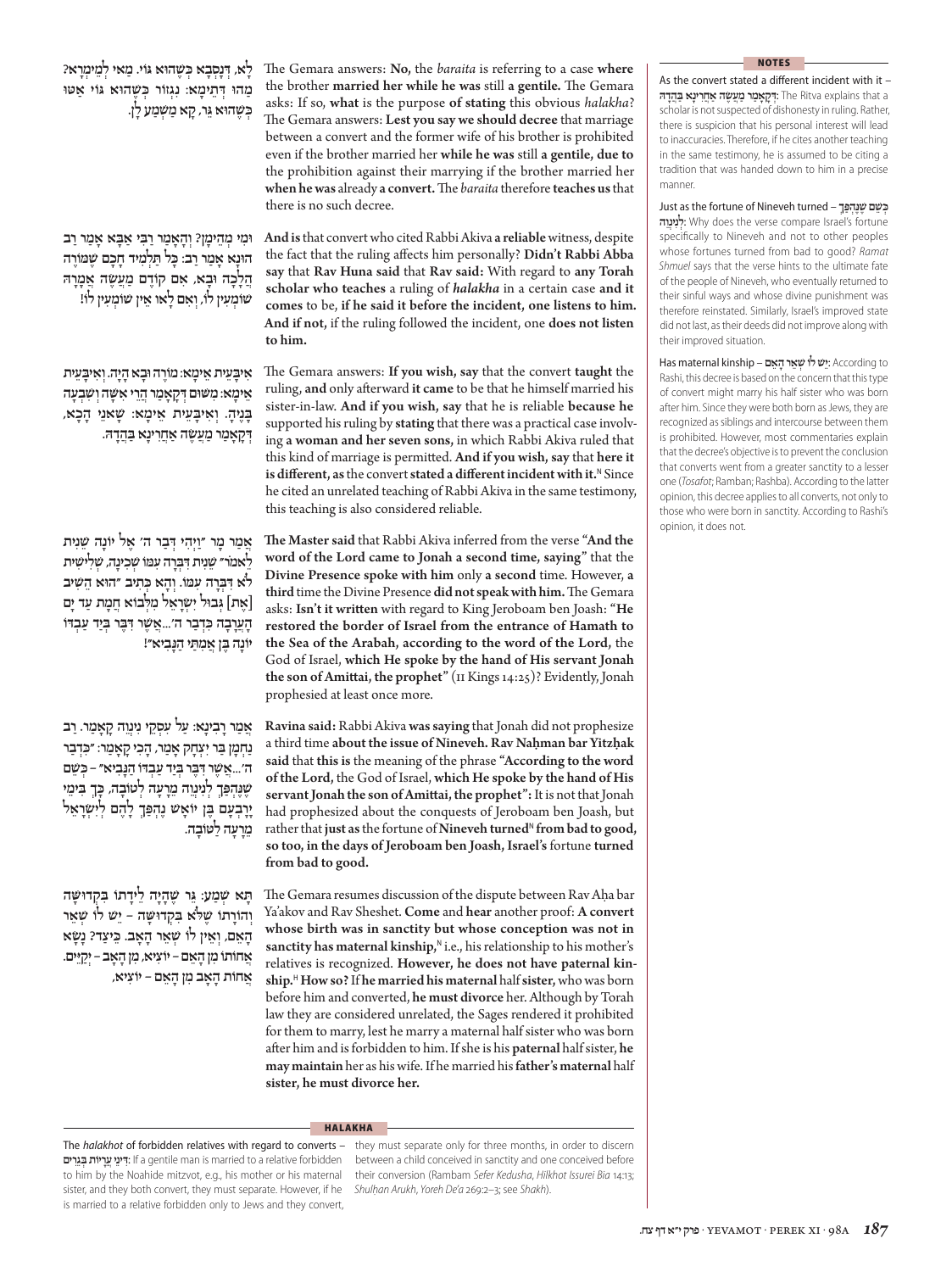לָא, דְּנַסְבָא כְּשֶׁהוּא גּוֹי. מַאי לְמֵימְרָא? מַהוּ דְּתֵימָא: נִגְזוֹר כְּשֶׁהוּא גּוֹי אַטּוּ כְּשֶׁהוּא גֵּר, קָא מַשְׁמַע לַן.

The Gemara answers: **No,** the *baraita* is referring to a case **where** the brother **married her while he was** still **a gentile.** The Gemara asks: If so, **what** is the purpose **of stating** this obvious *halakha*? The Gemara answers: **Lest you say we should decree** that marriage between a convert and the former wife of his brother is prohibited even if the brother married her **while he was** still **a gentile, due to** the prohibition against their marrying if the brother married her **when he was** already **a convert.** The *baraita* therefore **teaches us** that there is no such decree.

וּמִי מְהֵימַן? וְהָאָמַר רַבִּי אַבָּא אָמַר רַב הוּנָא אָמַר רַב: כׇּל תַּלְמִיד חָכָם שֶׁמּוֹרֶה הֲלָכָה וּבָא, אִם קוֹדֶם מַעֲשֶׂה אֲמָרָהּ שׁוֹמְעִין לוֹ, וְאִם לָאו אֵין שׁוֹמְעִין לוֹ!

**And is** that convert who cited Rabbi Akiva **a reliable** witness, despite the fact that the ruling affects him personally? **Didn't Rabbi Abba say** that **Rav Huna said** that **Rav said:** With regard to **any Torah scholar who teaches** a ruling of *halakha* in a certain case **and it comes** to be, **if he said it before the incident, one listens to him. And if not,** if the ruling followed the incident, one **does not listen to him.**

אִיבָּעֵית אֵימָא: מוֹרֶה וּבָא הָיָה. וְאִיבָּעֵית אֵימָא: מִשּׁוּם דְּקָאָמַר הֲרֵי אִשָּׁה וְשִׁבְעָה בָּנֶיהָ. וְאִיבָּעֵית אֵימָא: שָׁאנֵי הָכָא, דְּקָאָמַר מַעֲשֶׂה אַחֲרִינָא בַּהֲדָהּ.

The Gemara answers: **If you wish, say** that the convert **taught** the ruling, **and** only afterward **it came** to be that he himself married his sister-in-law. **And if you wish, say** that he is reliable **because he** supported his ruling by **stating** that there was a practical case involving **a woman and her seven sons,** in which Rabbi Akiva ruled that this kind of marriage is permitted. **And if you wish, say** that **here it is different, as** the convert **stated a different incident with it.**[N] Since he cited an unrelated teaching of Rabbi Akiva in the same testimony, this teaching is also considered reliable.

אָמַר מָר ״וַיְהִי דְבַר ה׳ אֶל יוֹנָה שֵׁנִית לֵאמֹר״ שֵׁנִית דִּבְּרָה עִמּוֹ שְׁכִינָה, שְׁלִישִׁית לֹא דִּבְּרָה עִמּוֹ. וְהָא כְּתִיב ״הוּא הֵשִׁיב [אֶת] גְּבוּל יִשְׂרָאֵל מִלְּבוֹא חֲמָת עַד יָם הָעֲרָבָה כִּדְבַר ה׳...אֲשֶׁר דִּבֶּר בְּיַד עַבְדּוֹ יוֹנָה בֶן אֲמִתַּי הַנָּבִיא״!

**The Master said** that Rabbi Akiva inferred from the verse **"And the word of the Lord came to Jonah a second time, saying"** that the **Divine Presence spoke with him** only **a second** time. However, **a third** time the Divine Presence **did not speak with him.** The Gemara asks: **Isn't it written** with regard to King Jeroboam ben Joash: **"He restored the border of Israel from the entrance of Hamath to the Sea of the Arabah, according to the word of the Lord,** the God of Israel, **which He spoke by the hand of His servant Jonah the son of Amittai, the prophet"** (II Kings 14:25)? Evidently, Jonah prophesied at least once more.

אָמַר רָבִינָא: עַל עִסְקֵי נִינְוֵה קָאָמַר. רַב נַחְמָן בַּר יִצְחָק אָמַר, הָכִי קָאָמַר: ״כִּדְבַר ה׳...אֲשֶׁר דִּבֶּר בְּיַד עַבְדּוֹ הַנָּבִיא״ – כְּשֵׁם שֶׁנֶּהְפַּךְ לְנִינְוֵה מֵרָעָה לְטוֹבָה, כָּךְ בִּימֵי יָרׇבְעָם בֶּן יוֹאָשׁ נֶהְפַּךְ לָהֶם לְיִשְׂרָאֵל מֵרָעָה לְטוֹבָה.

**Ravina said:** Rabbi Akiva **was saying** that Jonah did not prophesize a third time **about the issue of Nineveh. Rav Naḥman bar Yitzḥak said** that **this is** the meaning of the phrase **"According to the word of the Lord,** the God of Israel, **which He spoke by the hand of His servant Jonah the son of Amittai, the prophet":** It is not that Jonah had prophesized about the conquests of Jeroboam ben Joash, but rather that **just as** the fortune of **Nineveh turned**[N] **from bad to good, so too, in the days of Jeroboam ben Joash, Israel's** fortune **turned from bad to good.**

תָּא שְׁמַע: גֵּר שֶׁהָיְתָה לֵידָתוֹ בִּקְדוּשָּׁה וְהוֹרָתוֹ שֶׁלֹּא בִּקְדוּשָּׁה – יֵשׁ לוֹ שְׁאֵר הָאֵם, וְאֵין לוֹ שְׁאֵר הָאָב. כֵּיצַד? נָשָׂא אֲחוֹתוֹ מִן הָאֵם – יוֹצִיא, מִן הָאָב – יְקַיֵּים. אֲחוֹת הָאָב מִן הָאֵם – יוֹצִיא,

The Gemara resumes discussion of the dispute between Rav Aḥa bar Ya'akov and Rav Sheshet. **Come** and **hear** another proof: **A convert whose birth was in sanctity but whose conception was not in sanctity has maternal kinship,**[N] i.e., his relationship to his mother's relatives is recognized. **However, he does not have paternal kinship.**[H] **How so?** If **he married his maternal** half **sister,** who was born before him and converted, **he must divorce** her. Although by Torah law they are considered unrelated, the Sages rendered it prohibited for them to marry, lest he marry a maternal half sister who was born after him and is forbidden to him. If she is his **paternal** half sister, **he may maintain** her as his wife. If he married his **father's maternal** half **sister, he must divorce her.**

## NOTES

As the convert stated a different incident with it – **דְּקָאָמַר מַעֲשֶׂה אַחֲרִינָא בַּהֲדָהּ**: The Ritva explains that a scholar is not suspected of dishonesty in ruling. Rather, there is suspicion that his personal interest will lead to inaccuracies. Therefore, if he cites another teaching in the same testimony, he is assumed to be citing a tradition that was handed down to him in a precise manner.

Just as the fortune of Nineveh turned – **כְּשֵׁם שֶׁנֶּהְפַּךְ לְנִינְוֵה**: Why does the verse compare Israel's fortune specifically to Nineveh and not to other peoples whose fortunes turned from bad to good? *Ramat Shmuel* says that the verse hints to the ultimate fate of the people of Nineveh, who eventually returned to their sinful ways and whose divine punishment was therefore reinstated. Similarly, Israel's improved state did not last, as their deeds did not improve along with their improved situation.

Has maternal kinship – **יֵשׁ לוֹ שְׁאֵר הָאֵם**: According to Rashi, this decree is based on the concern that this type of convert might marry his half sister who was born after him. Since they were both born as Jews, they are recognized as siblings and intercourse between them is prohibited. However, most commentaries explain that the decree's objective is to prevent the conclusion that converts went from a greater sanctity to a lesser one (*Tosafot*; Ramban; Rashba). According to the latter opinion, this decree applies to all converts, not only to those who were born in sanctity. According to Rashi's opinion, it does not.

## HALAKHA

The *halakhot* of forbidden relatives with regard to converts – **דִּינֵי עֲרָיוֹת בְּגֵרִים**: If a gentile man is married to a relative forbidden to him by the Noahide mitzvot, e.g., his mother or his maternal sister, and they both convert, they must separate. However, if he is married to a relative forbidden only to Jews and they convert, they must separate only for three months, in order to discern between a child conceived in sanctity and one conceived before their conversion (Rambam *Sefer Kedusha*, *Hilkhot Issurei Bia* 14:13; *Shulḥan Arukh*, *Yoreh De'a* 269:2–3; see *Shakh*).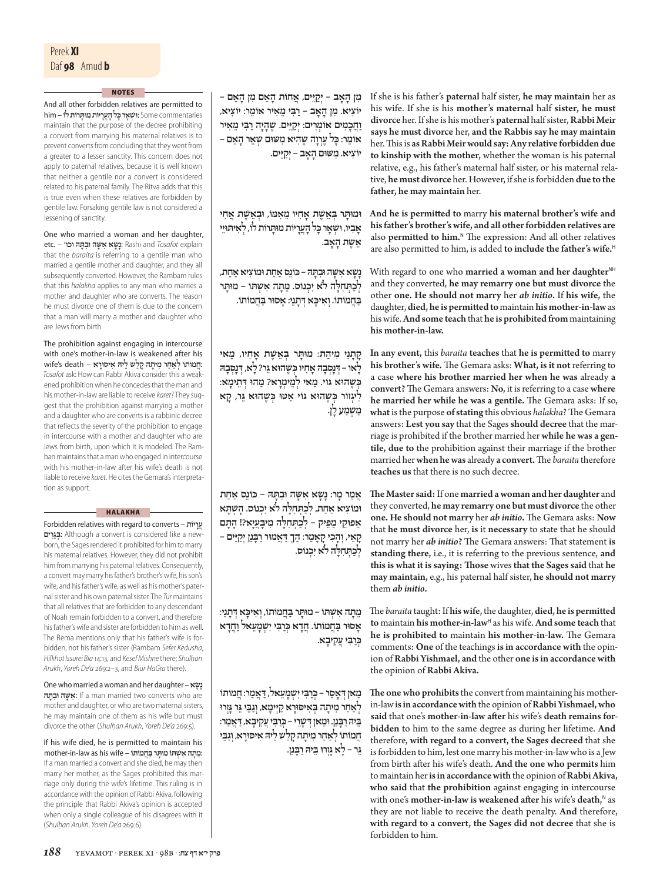## NOTES

And all other forbidden relatives are permitted to him – **וּשְׁאָר כׇּל הָעֲרָיוֹת מוּתָּרוֹת לוֹ**: Some commentaries maintain that the purpose of the decree prohibiting a convert from marrying his maternal relatives is to prevent converts from concluding that they went from a greater to a lesser sanctity. This concern does not apply to paternal relatives, because it is well known that neither a gentile nor a convert is considered related to his paternal family. The Ritva adds that this is true even when these relatives are forbidden by gentile law. Forsaking gentile law is not considered a lessening of sanctity.

One who married a woman and her daughter, etc. – **נָשָׂא אִשָּׁה וּבִתָּהּ וכו׳**: Rashi and *Tosafot* explain that the *baraita* is referring to a gentile man who married a gentile mother and daughter, and they all subsequently converted. However, the Rambam rules that this *halakha* applies to any man who marries a mother and daughter who are converts. The reason he must divorce one of them is due to the concern that a man will marry a mother and daughter who are Jews from birth.

The prohibition against engaging in intercourse with one's mother-in-law is weakened after his wife's death – **חֲמוֹתוֹ לְאַחַר מִיתָה קָלַשׁ לֵיהּ אִיסּוּרָא**: *Tosafot* ask: How can Rabbi Akiva consider this a weakened prohibition when he concedes that the man and his mother-in-law are liable to receive *karet*? They suggest that the prohibition against marrying a mother and a daughter who are converts is a rabbinic decree that reflects the severity of the prohibition to engage in intercourse with a mother and daughter who are Jews from birth, upon which it is modeled. The Rambam maintains that a man who engaged in intercourse with his mother-in-law after his wife's death is not liable to receive *karet*. He cites the Gemara's interpretation as support.

## HALAKHA

Forbidden relatives with regard to converts – **עֲרָיוֹת בְּגֵרִים**: Although a convert is considered like a newborn, the Sages rendered it prohibited for him to marry his maternal relatives. However, they did not prohibit him from marrying his paternal relatives. Consequently, a convert may marry his father's brother's wife, his son's wife, and his father's wife, as well as his mother's paternal sister and his own paternal sister. The *Tur* maintains that all relatives that are forbidden to any descendant of Noah remain forbidden to a convert, and therefore his father's wife and sister are forbidden to him as well. The Rema mentions only that his father's wife is forbidden, not his father's sister (Rambam *Sefer Kedusha*, *Hilkhot Issurei Bia* 14:13, and *Kesef Mishne* there; *Shulḥan Arukh*, *Yoreh De'a* 269:2–3, and *Biur HaGra* there).

One who married a woman and her daughter – **נָשָׂא אִשָּׁה וּבִתָּהּ**: If a man married two converts who are mother and daughter, or who are two maternal sisters, he may maintain one of them as his wife but must divorce the other (*Shulḥan Arukh*, *Yoreh De'a* 269:5).

If his wife died, he is permitted to maintain his mother-in-law as his wife – **מֵתָה אִשְׁתּוֹ מוּתָּר בַּחֲמוֹתוֹ**: If a man married a convert and she died, he may then marry her mother, as the Sages prohibited this marriage only during the wife's lifetime. This ruling is in accordance with the opinion of Rabbi Akiva, following the principle that Rabbi Akiva's opinion is accepted when only a single colleague of his disagrees with it (*Shulḥan Arukh*, *Yoreh De'a* 269:6).

---

מִן הָאָב – יְקַיֵּים, אֲחוֹת הָאֵם מִן הָאֵם – יוֹצִיא. מִן הָאָב – רַבִּי מֵאִיר אוֹמֵר: יוֹצִיא, וַחֲכָמִים אוֹמְרִים: יְקַיֵּים. שֶׁהָיָה רַבִּי מֵאִיר אוֹמֵר: כׇּל עֶרְוָה שֶׁהִיא מִשּׁוּם שְׁאֵר הָאֵם – יוֹצִיא. מִשּׁוּם הָאָב – יְקַיֵּים.

If she is his father's **paternal** half sister, **he may maintain** her as his wife. If she is his **mother's maternal** half **sister, he must divorce** her. If she is his mother's **paternal** half sister, **Rabbi Meir says he must divorce** her, **and the Rabbis say he may maintain** her. This is **as Rabbi Meir would say: Any relative forbidden due to kinship with the mother,** whether the woman is his paternal relative, e.g., his father's maternal half sister, or his maternal relative, **he must divorce** her. However, if she is forbidden **due to the father, he may maintain** her.

וּמוּתָּר בְּאֵשֶׁת אָחִיו מֵאִמּוֹ, וּבְאֵשֶׁת אֲחִי אָבִיו, וּשְׁאָר כׇּל הָעֲרָיוֹת מוּתָּרוֹת לוֹ, לְאֵיתוֹיֵי אֵשֶׁת הָאָב.

**And he is permitted to** marry **his maternal brother's wife and his father's brother's wife, and all other forbidden relatives are** also **permitted to him.**[N] The expression: And all other relatives are also permitted to him, is added **to include the father's wife.**[H]

נָשָׂא אִשָּׁה וּבִתָּהּ – כּוֹנֵס אַחַת וּמוֹצִיא אַחַת, לְכַתְּחִלָּה לֹא יִכְנוֹס. מֵתָה אִשְׁתּוֹ – מוּתָּר בַּחֲמוֹתוֹ. וְאִיכָּא דְּתָנֵי: אָסוּר בַּחֲמוֹתוֹ.

With regard to one who **married a woman and her daughter**[NH] and they converted, **he may remarry one but must divorce** the other **one. He should not marry** her *ab initio*. If **his wife,** the daughter, **died, he is permitted to** maintain **his mother-in-law** as his wife. **And some teach** that **he is prohibited from** maintaining **his mother-in-law.**

קָתָנֵי מִיהַת: מוּתָּר בְּאֵשֶׁת אָחִיו, מַאי לָאו – דִּנְסָבַהּ אָחִיו כְּשֶׁהוּא גֵּר? לָא, דִּנְסָבַהּ כְּשֶׁהוּא גּוֹי. מַאי לְמֵימְרָא? מַהוּ דְּתֵימָא: לִיגְזוֹר כְּשֶׁהוּא גּוֹי אַטּוּ כְּשֶׁהוּא גֵּר, קָא מַשְׁמַע לַן.

**In any event,** this *baraita* **teaches** that **he is permitted to** marry **his brother's wife.** The Gemara asks: **What, is it not** referring to a case **where his brother married her when he was** already **a convert?** The Gemara answers: **No,** it is referring to a case **where he married her while he was a gentile.** The Gemara asks: If so, **what** is the purpose **of stating** this obvious *halakha*? The Gemara answers: **Lest you say** that the Sages **should decree** that the marriage is prohibited if the brother married her **while he was a gentile, due to** the prohibition against their marriage if the brother married her **when he was** already **a convert.** The *baraita* therefore **teaches us** that there is no such decree.

אָמַר מָר: נָשָׂא אִשָּׁה וּבִתָּהּ – כּוֹנֵס אַחַת וּמוֹצִיא אַחַת, לְכַתְּחִלָּה לֹא יִכְנוֹס. הָשְׁתָּא אַפּוֹקֵי מַפֵּיק – לְכַתְּחִלָּה מִיבַּעְיָא?! הָתָם קָאֵי, וְהָכִי קָאָמַר: הָךְ דַּאֲמוּר רַבָּנַן יְקַיֵּים – לְכַתְּחִלָּה לֹא יִכְנוֹס.

**The Master said:** If one **married a woman and her daughter** and they converted, **he may remarry one but must divorce** the other **one. He should not marry** her *ab initio*. The Gemara asks: **Now** that **he must divorce** her, **is** it **necessary** to state that he should not marry her *ab initio*? The Gemara answers: That statement **is standing there,** i.e., it is referring to the previous sentence, **and this is what it is saying: Those** wives **that the Sages said** that **he may maintain,** e.g., his paternal half sister, **he should not marry** them *ab initio*.

מֵתָה אִשְׁתּוֹ – מוּתָּר בַּחֲמוֹתוֹ, וְאִיכָּא דְּתָנֵי: אָסוּר בַּחֲמוֹתוֹ. חֲדָא כְּרַבִּי יִשְׁמָעֵאל וַחֲדָא כְּרַבִּי עֲקִיבָא.

The *baraita* taught: If **his wife,** the daughter, **died, he is permitted to** maintain **his mother-in-law**[H] as his wife. **And some teach** that **he is prohibited to** maintain **his mother-in-law.** The Gemara comments: **One** of the teachings **is in accordance with** the opinion of **Rabbi Yishmael, and** the other **one is in accordance with** the opinion of **Rabbi Akiva.**

מַאן דְּאָסַר – כְּרַבִּי יִשְׁמָעֵאל, דְּאָמַר: חֲמוֹתוֹ לְאַחַר מִיתָה בְּאִיסּוּרָא קַיְימָא, וְגַבֵּי גֵּר גָּזְרוּ בֵּיהּ רַבָּנַן. וּמַאן דְּשָׁרֵי – כְּרַבִּי עֲקִיבָא, דְּאָמַר: חֲמוֹתוֹ לְאַחַר מִיתָה קָלַשׁ לֵיהּ אִיסּוּרָא, וְגַבֵּי גֵּר – לָא גָּזְרוּ בֵּיהּ רַבָּנַן.

**The one who prohibits** the convert from maintaining his mother-in-law **is in accordance with** the opinion of **Rabbi Yishmael, who said** that one's **mother-in-law after** his wife's **death remains forbidden** to him to the same degree as during her lifetime. **And** therefore, **with regard to a convert, the Sages decreed** that she is forbidden to him, lest one marry his mother-in-law who is a Jew from birth after his wife's death. **And the one who permits** him to maintain her **is in accordance with** the opinion of **Rabbi Akiva, who said** that **the prohibition** against engaging in intercourse with one's **mother-in-law is weakened after** his wife's **death,**[N] as they are not liable to receive the death penalty. **And** therefore, **with regard to a convert, the Sages did not decree** that she is forbidden to him.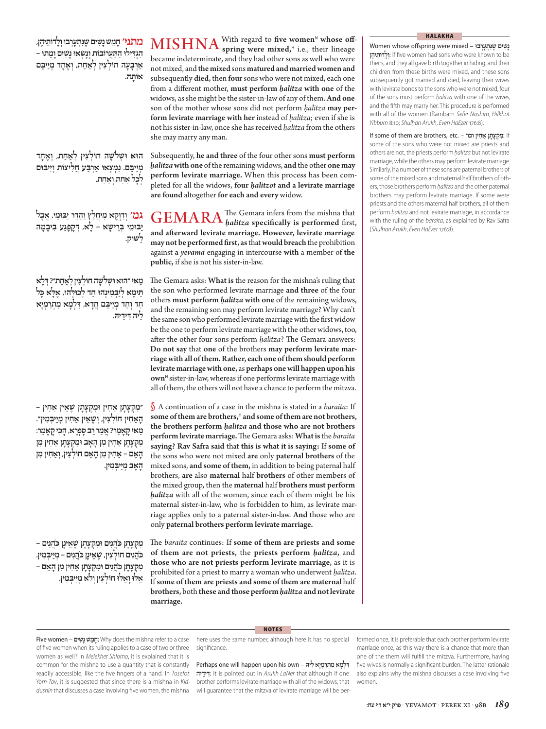**מתני׳** חָמֵשׁ נָשִׁים שֶׁנִּתְעָרְבוּ וַלְדוֹתֵיהֶן, הִגְדִּילוּ הַתַּעֲרוֹבוֹת וְנָשְׂאוּ נָשִׁים וָמֵתוּ – אַרְבָּעָה חוֹלְצִין לְאַחַת, וְאֶחָד מְיַיבֵּם אוֹתָהּ.

**MISHNA** With regard to **five women**[N] **whose offspring were mixed,**[H] i.e., their lineage became indeterminate, and they had other sons as well who were not mixed, and **the mixed** sons **matured and married women and** subsequently **died,** then **four** sons who were not mixed, each one from a different mother, **must perform *ḥalitza* with one** of the widows, as she might be the sister-in-law of any of them. **And one** son of the mother whose sons did not perform *ḥalitza* **may perform levirate marriage with her** instead of *ḥalitza*; even if she is not his sister-in-law, once she has received *ḥalitza* from the others she may marry any man.

הוּא וּשְׁלֹשָׁה חוֹלְצִין לְאַחַת, וְאֶחָד מְיַיבֵּם. נִמְצְאוּ אַרְבַּע חֲלִיצוֹת וְיִיבּוּם לְכָל אַחַת וְאַחַת.

Subsequently, **he and three** of the four other sons **must perform *ḥalitza* with one** of the remaining widows, **and** the other **one may perform levirate marriage.** When this process has been completed for all the widows, **four *ḥalitzot* and a levirate marriage are found** altogether **for each and every** widow.

**גמ׳** וְדַוְקָא מִיחֲלַץ וַהֲדַר יִבּוּמֵי, אֲבָל יִבּוּמֵי בְּרֵישָׁא – לָא, דְּקָפָגַע בִּיבָמָה לַשּׁוּק.

**GEMARA** The Gemara infers from the mishna that ***ḥalitza* specifically is performed** first, **and afterward levirate marriage. However, levirate marriage may not be performed first,** as that **would breach** the prohibition against **a *yevama*** engaging in intercourse **with** a member of **the public,** if she is not his sister-in-law.

מַאי ״הוּא וּשְׁלֹשָׁה חוֹלְצִין לְאַחַת״? דְּלָא תֵּימָא לְיַבְּמִינְהוּ חַד לְכוּלְּהוּ, אֶלָּא כׇּל חַד וְחַד מְיַיבֵּם חֲדָא, דִּלְמָא מִתְרַמְיָא לֵיהּ דִּידֵיהּ.

The Gemara asks: **What is** the reason for the mishna's ruling that the son who performed levirate marriage **and three** of the four others **must perform *ḥalitza* with one** of the remaining widows, and the remaining son may perform levirate marriage? Why can't the same son who performed levirate marriage with the first widow be the one to perform levirate marriage with the other widows, too, after the other four sons perform *ḥalitza*? The Gemara answers: **Do not say** that **one** of the brothers **may perform levirate marriage with all of them. Rather, each one of them should perform levirate marriage with one,** as **perhaps one will happen upon his own**[N] sister-in-law, whereas if one performs levirate marriage with all of them, the others will not have a chance to perform the mitzva.

״מִקְצָתָן אַחִין וּמִקְצָתָן שֶׁאֵין אַחִין – הָאַחִין חוֹלְצִין, וְשֶׁאֵין אַחִין מְיַיבְּמִין״. מַאי קָאָמַר? אָמַר רַב סָפְרָא, הָכִי קָאָמַר: מִקְצָתָן אַחִין מִן הָאָב וּמִקְצָתָן אַחִין מִן הָאֵם – אַחִין מִן הָאֵם חוֹלְצִין, וְאַחִין מִן הָאָב מְיַיבְּמִין.

§ A continuation of a case in the mishna is stated in a *baraita*: If **some of them are brothers,**[H] **and some of them are not brothers, the brothers perform *ḥalitza* and those who are not brothers perform levirate marriage.** The Gemara asks: **What is** the *baraita* **saying? Rav Safra said** that **this is what it is saying:** If **some of** the sons who were not mixed **are** only **paternal brothers** of the mixed sons, **and some of them,** in addition to being paternal half brothers, **are** also **maternal** half **brothers** of other members of the mixed group, then the **maternal** half **brothers must perform *ḥalitza*** with all of the women, since each of them might be his maternal sister-in-law, who is forbidden to him, as levirate marriage applies only to a paternal sister-in-law. **And** those who are only **paternal brothers perform levirate marriage.**

מִקְצָתָן כֹּהֲנִים וּמִקְצָתָן שֶׁאֵינָן כֹּהֲנִים – כֹּהֲנִים חוֹלְצִין, שֶׁאֵינָן כֹּהֲנִים – מְיַיבְּמִין. מִקְצָתָן כֹּהֲנִים וּמִקְצָתָן אַחִין מִן הָאֵם – אֵלּוּ וָאֵלּוּ חוֹלְצִין וְלֹא מְיַיבְּמִין,

The *baraita* continues: If **some of them are priests and some of them are not priests,** the **priests perform *ḥalitza*,** and **those who are not priests perform levirate marriage,** as it is prohibited for a priest to marry a woman who underwent *ḥalitza*. If **some of them are priests and some of them are maternal** half **brothers,** both **these and those perform *ḥalitza* and not levirate marriage.**

### HALAKHA

**Women whose offspring were mixed – נָשִׁים שֶׁנִּתְעָרְבוּ וַלְדוֹתֵיהֶן:** If five women had sons who were known to be theirs, and they all gave birth together in hiding, and their children from these births were mixed, and these sons subsequently got married and died, leaving their wives with levirate bonds to the sons who were not mixed, four of the sons must perform *ḥalitza* with one of the wives, and the fifth may marry her. This procedure is performed with all of the women (Rambam *Sefer Nashim*, *Hilkhot Yibbum* 8:10; *Shulḥan Arukh*, *Even HaEzer* 176:8).

**If some of them are brothers, etc. – מִקְצָתָן אַחִין וכו׳:** If some of the sons who were not mixed are priests and others are not, the priests perform *ḥalitza* but not levirate marriage, while the others may perform levirate marriage. Similarly, if a number of these sons are paternal brothers of some of the mixed sons and maternal half brothers of others, those brothers perform *ḥalitza* and the other paternal brothers may perform levirate marriage. If some were priests and the others maternal half brothers, all of them perform *ḥalitza* and not levirate marriage, in accordance with the ruling of the *baraita*, as explained by Rav Safra (*Shulḥan Arukh*, *Even HaEzer* 176:8).

### NOTES

**Five women – חָמֵשׁ נָשִׁים:** Why does the mishna refer to a case of five women when its ruling applies to a case of two or three women as well? In *Melekhet Shlomo*, it is explained that it is common for the mishna to use a quantity that is constantly readily accessible, like the five fingers of a hand. In *Tosefot Yom Tov*, it is suggested that since there is a mishna in *Kiddushin* that discusses a case involving five women, the mishna here uses the same number, although here it has no special significance.

**Perhaps one will happen upon his own – דִּלְמָא מִתְרַמְיָא לֵיהּ דִּידֵיהּ:** It is pointed out in *Arukh LaNer* that although if one brother performs levirate marriage with all of the widows, that will guarantee that the mitzva of levirate marriage will be performed once, it is preferable that each brother perform levirate marriage once, as this way there is a chance that more than one of the them will fulfill the mitzva. Furthermore, having five wives is normally a significant burden. The latter rationale also explains why the mishna discusses a case involving five women.